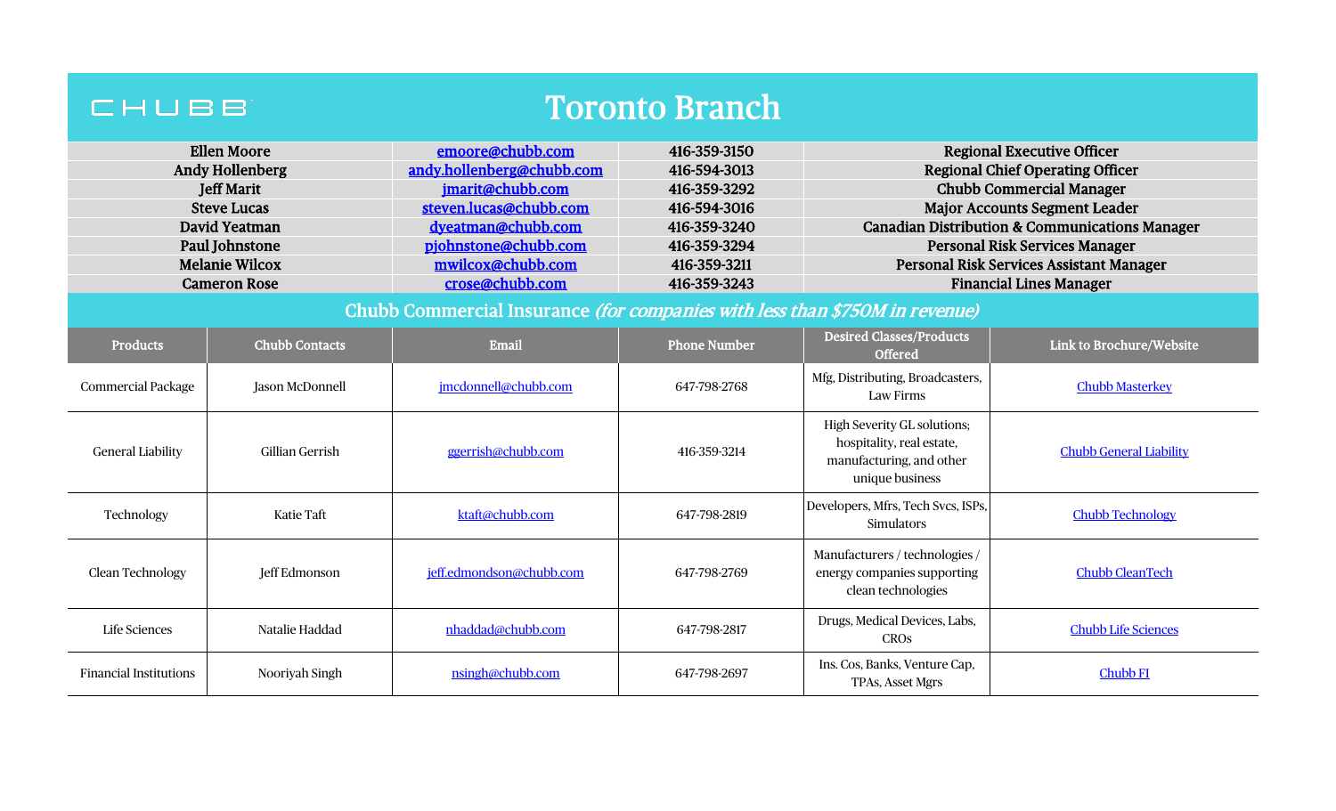# CHUBB Toronto Branch

| Name | Email | Phone | Title |
|---|---|---|---|
| Ellen Moore | emoore@chubb.com | 416-359-3150 | Regional Executive Officer |
| Andy Hollenberg | andy.hollenberg@chubb.com | 416-594-3013 | Regional Chief Operating Officer |
| Jeff Marit | jmarit@chubb.com | 416-359-3292 | Chubb Commercial Manager |
| Steve Lucas | steven.lucas@chubb.com | 416-594-3016 | Major Accounts Segment Leader |
| David Yeatman | dyeatman@chubb.com | 416-359-3240 | Canadian Distribution & Communications Manager |
| Paul Johnstone | pjohnstone@chubb.com | 416-359-3294 | Personal Risk Services Manager |
| Melanie Wilcox | mwilcox@chubb.com | 416-359-3211 | Personal Risk Services Assistant Manager |
| Cameron Rose | crose@chubb.com | 416-359-3243 | Financial Lines Manager |

## Chubb Commercial Insurance *(for companies with less than $750M in revenue)*

| Products | Chubb Contacts | Email | Phone Number | Desired Classes/Products Offered | Link to Brochure/Website |
|---|---|---|---|---|---|
| Commercial Package | Jason McDonnell | jmcdonnell@chubb.com | 647-798-2768 | Mfg, Distributing, Broadcasters, Law Firms | Chubb Masterkey |
| General Liability | Gillian Gerrish | ggerrish@chubb.com | 416-359-3214 | High Severity GL solutions; hospitality, real estate, manufacturing, and other unique business | Chubb General Liability |
| Technology | Katie Taft | ktaft@chubb.com | 647-798-2819 | Developers, Mfrs, Tech Svcs, ISPs, Simulators | Chubb Technology |
| Clean Technology | Jeff Edmonson | jeff.edmondson@chubb.com | 647-798-2769 | Manufacturers / technologies / energy companies supporting clean technologies | Chubb CleanTech |
| Life Sciences | Natalie Haddad | nhaddad@chubb.com | 647-798-2817 | Drugs, Medical Devices, Labs, CROs | Chubb Life Sciences |
| Financial Institutions | Nooriyah Singh | nsingh@chubb.com | 647-798-2697 | Ins. Cos, Banks, Venture Cap, TPAs, Asset Mgrs | Chubb FI |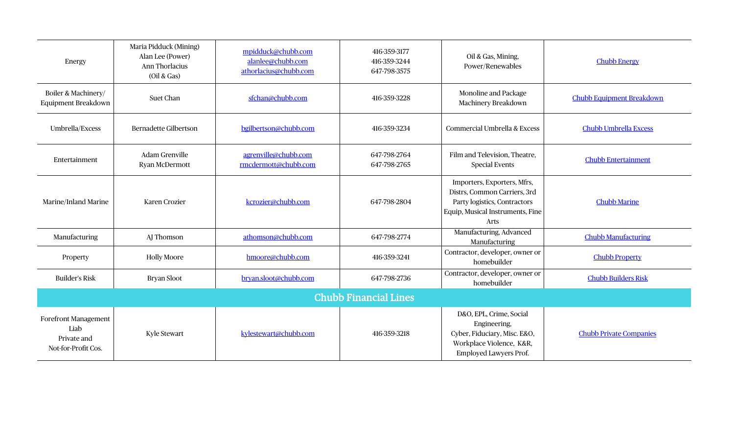| | | | | | |
|---|---|---|---|---|---|
| Energy | Maria Pidduck (Mining)<br>Alan Lee (Power)<br>Ann Thorlacius<br>(Oil & Gas) | mpidduck@chubb.com<br>alanlee@chubb.com<br>athorlacius@chubb.com | 416-359-3177<br>416-359-3244<br>647-798-3575 | Oil & Gas, Mining, Power/Renewables | Chubb Energy |
| Boiler & Machinery/ Equipment Breakdown | Suet Chan | sfchan@chubb.com | 416-359-3228 | Monoline and Package Machinery Breakdown | Chubb Equipment Breakdown |
| Umbrella/Excess | Bernadette Gilbertson | bgilbertson@chubb.com | 416-359-3234 | Commercial Umbrella & Excess | Chubb Umbrella Excess |
| Entertainment | Adam Grenville<br>Ryan McDermott | agrenville@chubb.com<br>rmcdermott@chubb.com | 647-798-2764<br>647-798-2765 | Film and Television, Theatre, Special Events | Chubb Entertainment |
| Marine/Inland Marine | Karen Crozier | kcrozier@chubb.com | 647-798-2804 | Importers, Exporters, Mfrs, Distrs, Common Carriers, 3rd Party logistics, Contractors Equip, Musical Instruments, Fine Arts | Chubb Marine |
| Manufacturing | AJ Thomson | athomson@chubb.com | 647-798-2774 | Manufacturing, Advanced Manufacturing | Chubb Manufacturing |
| Property | Holly Moore | hmoore@chubb.com | 416-359-3241 | Contractor, developer, owner or homebuilder | Chubb Property |
| Builder's Risk | Bryan Sloot | bryan.sloot@chubb.com | 647-798-2736 | Contractor, developer, owner or homebuilder | Chubb Builders Risk |
| **Chubb Financial Lines** | | | | | |
| Forefront Management Liab<br>Private and<br>Not-for-Profit Cos. | Kyle Stewart | kylestewart@chubb.com | 416-359-3218 | D&O, EPL, Crime, Social Engineering,<br>Cyber, Fiduciary, Misc. E&O, Workplace Violence, K&R, Employed Lawyers Prof. | Chubb Private Companies |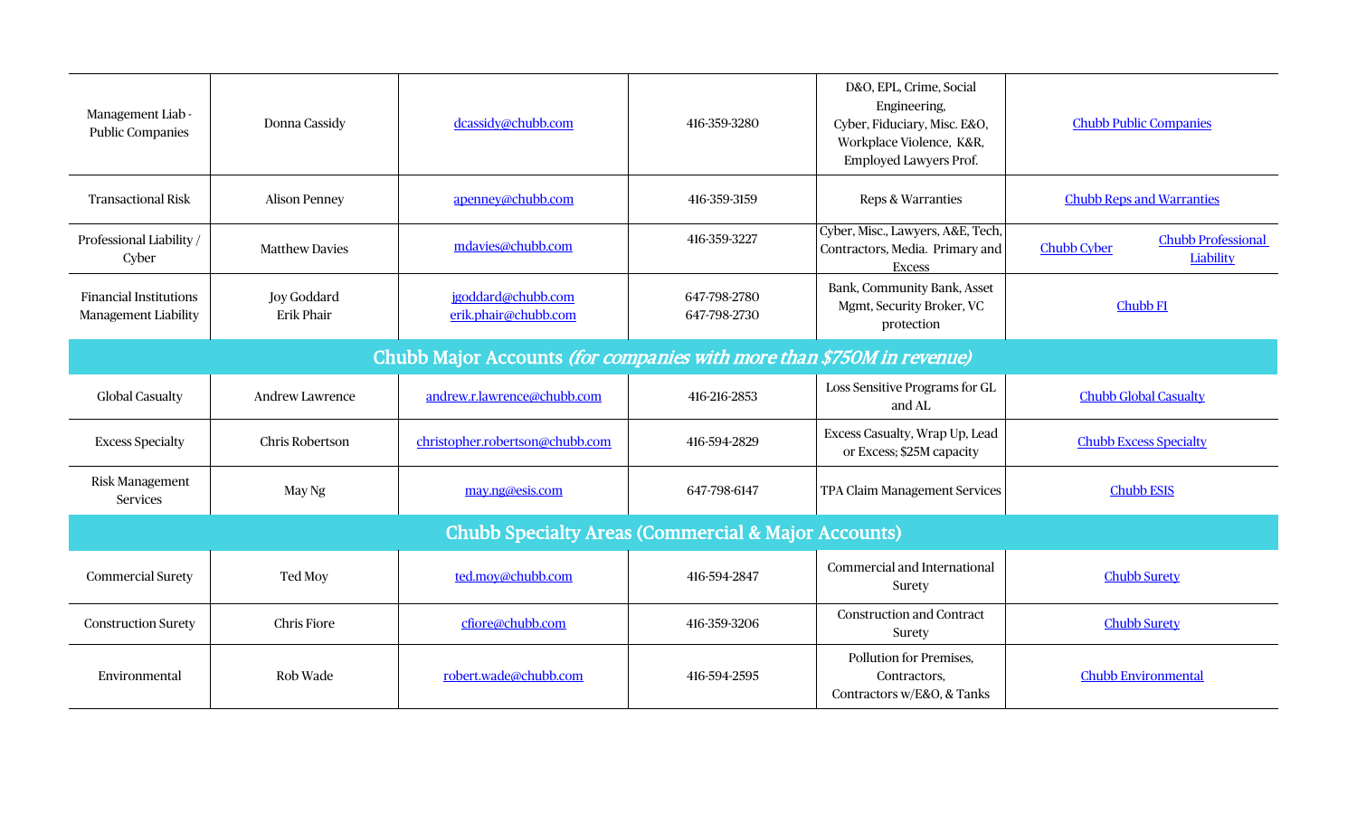| | | | | | |
|---|---|---|---|---|---|
| Management Liab - Public Companies | Donna Cassidy | dcassidy@chubb.com | 416-359-3280 | D&O, EPL, Crime, Social Engineering, Cyber, Fiduciary, Misc. E&O, Workplace Violence, K&R, Employed Lawyers Prof. | Chubb Public Companies |
| Transactional Risk | Alison Penney | apenney@chubb.com | 416-359-3159 | Reps & Warranties | Chubb Reps and Warranties |
| Professional Liability / Cyber | Matthew Davies | mdavies@chubb.com | 416-359-3227 | Cyber, Misc., Lawyers, A&E, Tech, Contractors, Media. Primary and Excess | Chubb Cyber  Chubb Professional Liability |
| Financial Institutions Management Liability | Joy Goddard<br>Erik Phair | jgoddard@chubb.com<br>erik.phair@chubb.com | 647-798-2780<br>647-798-2730 | Bank, Community Bank, Asset Mgmt, Security Broker, VC protection | Chubb FI |
| **Chubb Major Accounts** *(for companies with more than $750M in revenue)* | | | | | |
| Global Casualty | Andrew Lawrence | andrew.r.lawrence@chubb.com | 416-216-2853 | Loss Sensitive Programs for GL and AL | Chubb Global Casualty |
| Excess Specialty | Chris Robertson | christopher.robertson@chubb.com | 416-594-2829 | Excess Casualty, Wrap Up, Lead or Excess; $25M capacity | Chubb Excess Specialty |
| Risk Management Services | May Ng | may.ng@esis.com | 647-798-6147 | TPA Claim Management Services | Chubb ESIS |
| **Chubb Specialty Areas (Commercial & Major Accounts)** | | | | | |
| Commercial Surety | Ted Moy | ted.moy@chubb.com | 416-594-2847 | Commercial and International Surety | Chubb Surety |
| Construction Surety | Chris Fiore | cfiore@chubb.com | 416-359-3206 | Construction and Contract Surety | Chubb Surety |
| Environmental | Rob Wade | robert.wade@chubb.com | 416-594-2595 | Pollution for Premises, Contractors, Contractors w/E&O, & Tanks | Chubb Environmental |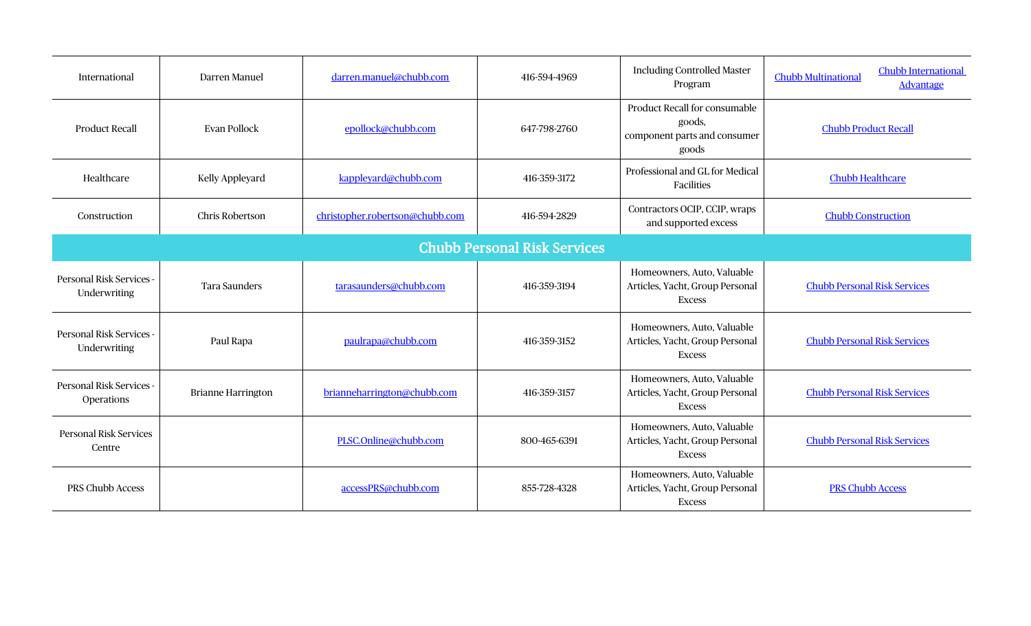| | | | | | |
|---|---|---|---|---|---|
| International | Darren Manuel | darren.manuel@chubb.com | 416-594-4969 | Including Controlled Master Program | Chubb Multinational Chubb International Advantage |
| Product Recall | Evan Pollock | epollock@chubb.com | 647-798-2760 | Product Recall for consumable goods, component parts and consumer goods | Chubb Product Recall |
| Healthcare | Kelly Appleyard | kappleyard@chubb.com | 416-359-3172 | Professional and GL for Medical Facilities | Chubb Healthcare |
| Construction | Chris Robertson | christopher.robertson@chubb.com | 416-594-2829 | Contractors OCIP, CCIP, wraps and supported excess | Chubb Construction |
| **Chubb Personal Risk Services** | | | | | |
| Personal Risk Services - Underwriting | Tara Saunders | tarasaunders@chubb.com | 416-359-3194 | Homeowners, Auto, Valuable Articles, Yacht, Group Personal Excess | Chubb Personal Risk Services |
| Personal Risk Services - Underwriting | Paul Rapa | paulrapa@chubb.com | 416-359-3152 | Homeowners, Auto, Valuable Articles, Yacht, Group Personal Excess | Chubb Personal Risk Services |
| Personal Risk Services - Operations | Brianne Harrington | brianneharrington@chubb.com | 416-359-3157 | Homeowners, Auto, Valuable Articles, Yacht, Group Personal Excess | Chubb Personal Risk Services |
| Personal Risk Services Centre | | PLSC.Online@chubb.com | 800-465-6391 | Homeowners, Auto, Valuable Articles, Yacht, Group Personal Excess | Chubb Personal Risk Services |
| PRS Chubb Access | | accessPRS@chubb.com | 855-728-4328 | Homeowners, Auto, Valuable Articles, Yacht, Group Personal Excess | PRS Chubb Access |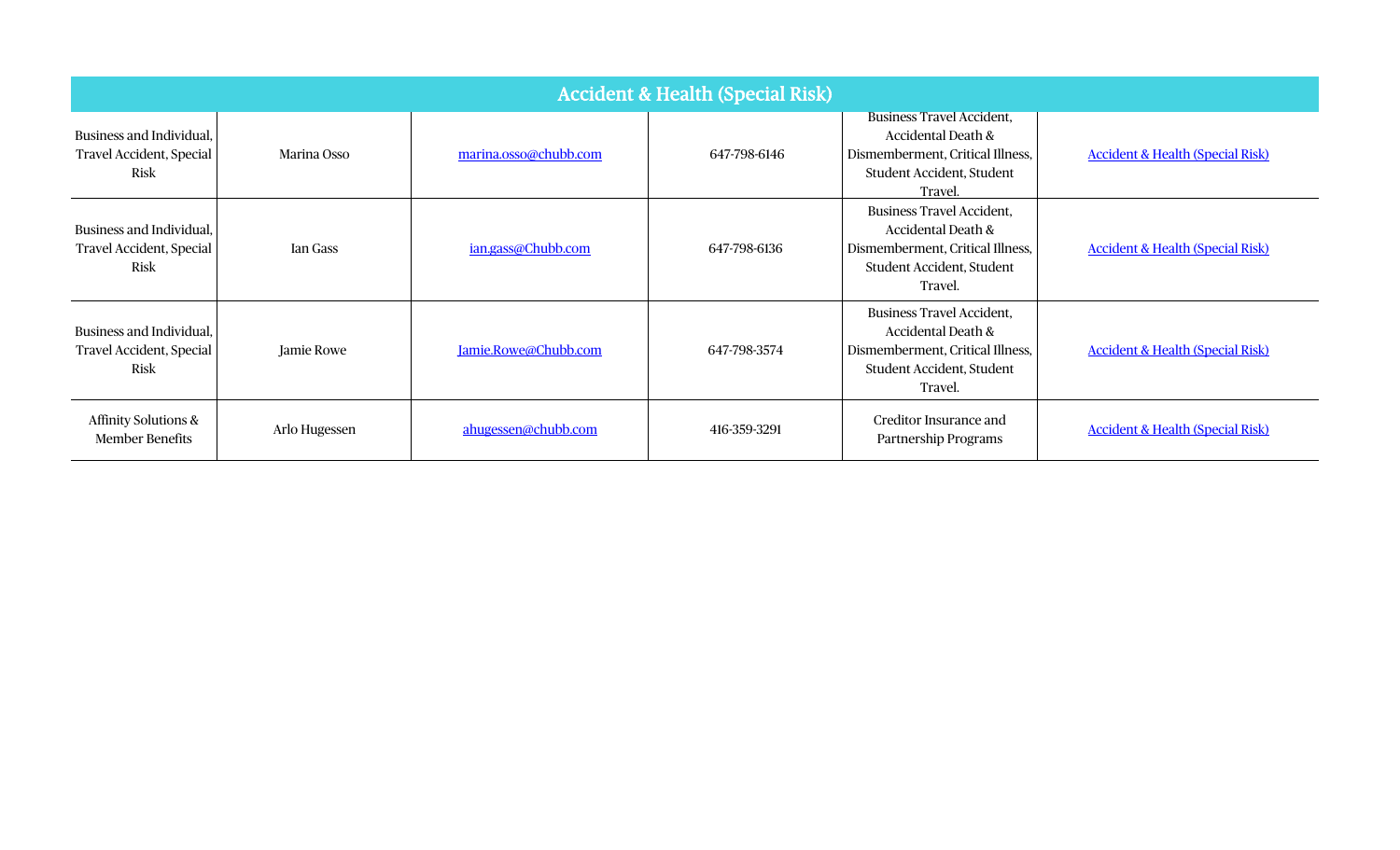| Accident & Health (Special Risk) | | | | | |
|---|---|---|---|---|---|
| Business and Individual, Travel Accident, Special Risk | Marina Osso | marina.osso@chubb.com | 647-798-6146 | Business Travel Accident, Accidental Death & Dismemberment, Critical Illness, Student Accident, Student Travel. | Accident & Health (Special Risk) |
| Business and Individual, Travel Accident, Special Risk | Ian Gass | ian.gass@Chubb.com | 647-798-6136 | Business Travel Accident, Accidental Death & Dismemberment, Critical Illness, Student Accident, Student Travel. | Accident & Health (Special Risk) |
| Business and Individual, Travel Accident, Special Risk | Jamie Rowe | Jamie.Rowe@Chubb.com | 647-798-3574 | Business Travel Accident, Accidental Death & Dismemberment, Critical Illness, Student Accident, Student Travel. | Accident & Health (Special Risk) |
| Affinity Solutions & Member Benefits | Arlo Hugessen | ahugessen@chubb.com | 416-359-3291 | Creditor Insurance and Partnership Programs | Accident & Health (Special Risk) |